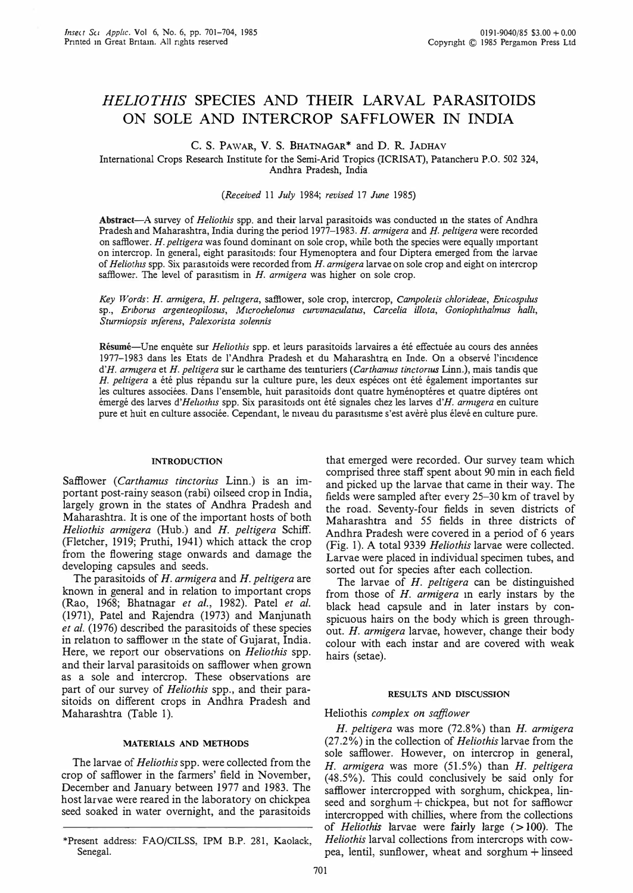# *HELIOTHIS* SPECIES AND THEIR LARVAL PARASITOIDS ON SOLE AND INTERCROP SAFFLOWER IN INDIA

C. S. Pawar, V. S. Bhatnagar* and D. R. Jadhav

International Crops Research Institute for the Semi-Arid Tropics (ICRISAT), Patancheru P.O. 502 324, Andhra Pradesh, India

(*Received 11 July 1984; revised 17 June 1985*)

**Abstract**—A survey of *Heliothis* spp. and their larval parasitoids was conducted in the states of Andhra Pradesh and Maharashtra, India during the period 1977–1983. *H. armigera* and *H. peltigera* were recorded on safflower. *H. peltigera* was found dominant on sole crop, while both the species were equally important on intercrop. In general, eight parasitoids: four Hymenoptera and four Diptera emerged from the larvae of *Heliothis* spp. Six parasitoids were recorded from *H. armigera* larvae on sole crop and eight on intercrop safflower. The level of parasitism in *H. armigera* was higher on sole crop.

*Key Words*: *H. armigera*, *H. peltigera*, safflower, sole crop, intercrop, *Campoletis chlorideae*, *Enicospilus* sp., *Eriborus argenteopilosus*, *Microchelonus curvimaculatus*, *Carcelia illota*, *Goniophthalmus halli*, *Sturmiopsis inferens*, *Palexorista solennis*

**Résumé**—Une enquête sur *Heliothis* spp. et leurs parasitoids larvaires a été effectuée au cours des années 1977–1983 dans les Etats de l'Andhra Pradesh et du Maharashtra en Inde. On a observé l'incidence d'*H. armigera* et *H. peltigera* sur le carthame des teinturiers (*Carthamus tinctorius* Linn.), mais tandis que *H. peltigera* a été plus répandu sur la culture pure, les deux espèces ont été également importantes sur les cultures associées. Dans l'ensemble, huit parasitoids dont quatre hyménoptéres et quatre diptéres ont émergé des larves d'*Heliothis* spp. Six parasitoids ont été signales chez les larves d'*H. armigera* en culture pure et huit en culture associée. Cependant, le niveau du parasitisme s'est avèrè plus élevé en culture pure.

## INTRODUCTION

Safflower (*Carthamus tinctorius* Linn.) is an important post-rainy season (rabi) oilseed crop in India, largely grown in the states of Andhra Pradesh and Maharashtra. It is one of the important hosts of both *Heliothis armigera* (Hub.) and *H. peltigera* Schiff. (Fletcher, 1919; Pruthi, 1941) which attack the crop from the flowering stage onwards and damage the developing capsules and seeds.

The parasitoids of *H. armigera* and *H. peltigera* are known in general and in relation to important crops (Rao, 1968; Bhatnagar *et al.*, 1982). Patel *et al.* (1971), Patel and Rajendra (1973) and Manjunath *et al.* (1976) described the parasitoids of these species in relation to safflower in the state of Gujarat, India. Here, we report our observations on *Heliothis* spp. and their larval parasitoids on safflower when grown as a sole and intercrop. These observations are part of our survey of *Heliothis* spp., and their parasitoids on different crops in Andhra Pradesh and Maharashtra (Table 1).

## MATERIALS AND METHODS

The larvae of *Heliothis* spp. were collected from the crop of safflower in the farmers' field in November, December and January between 1977 and 1983. The host larvae were reared in the laboratory on chickpea seed soaked in water overnight, and the parasitoids that emerged were recorded. Our survey team which comprised three staff spent about 90 min in each field and picked up the larvae that came in their way. The fields were sampled after every 25–30 km of travel by the road. Seventy-four fields in seven districts of Maharashtra and 55 fields in three districts of Andhra Pradesh were covered in a period of 6 years (Fig. 1). A total 9339 *Heliothis* larvae were collected. Larvae were placed in individual specimen tubes, and sorted out for species after each collection.

The larvae of *H. peltigera* can be distinguished from those of *H. armigera* in early instars by the black head capsule and in later instars by conspicuous hairs on the body which is green throughout. *H. armigera* larvae, however, change their body colour with each instar and are covered with weak hairs (setae).

## RESULTS AND DISCUSSION

### Heliothis *complex on safflower*

*H. peltigera* was more (72.8%) than *H. armigera* (27.2%) in the collection of *Heliothis* larvae from the sole safflower. However, on intercrop in general, *H. armigera* was more (51.5%) than *H. peltigera* (48.5%). This could conclusively be said only for safflower intercropped with sorghum, chickpea, linseed and sorghum + chickpea, but not for safflower intercropped with chillies, where from the collections of *Heliothis* larvae were fairly large (> 100). The *Heliothis* larval collections from intercrops with cowpea, lentil, sunflower, wheat and sorghum + linseed

*Present address: FAO/CILSS, IPM B.P. 281, Kaolack, Senegal.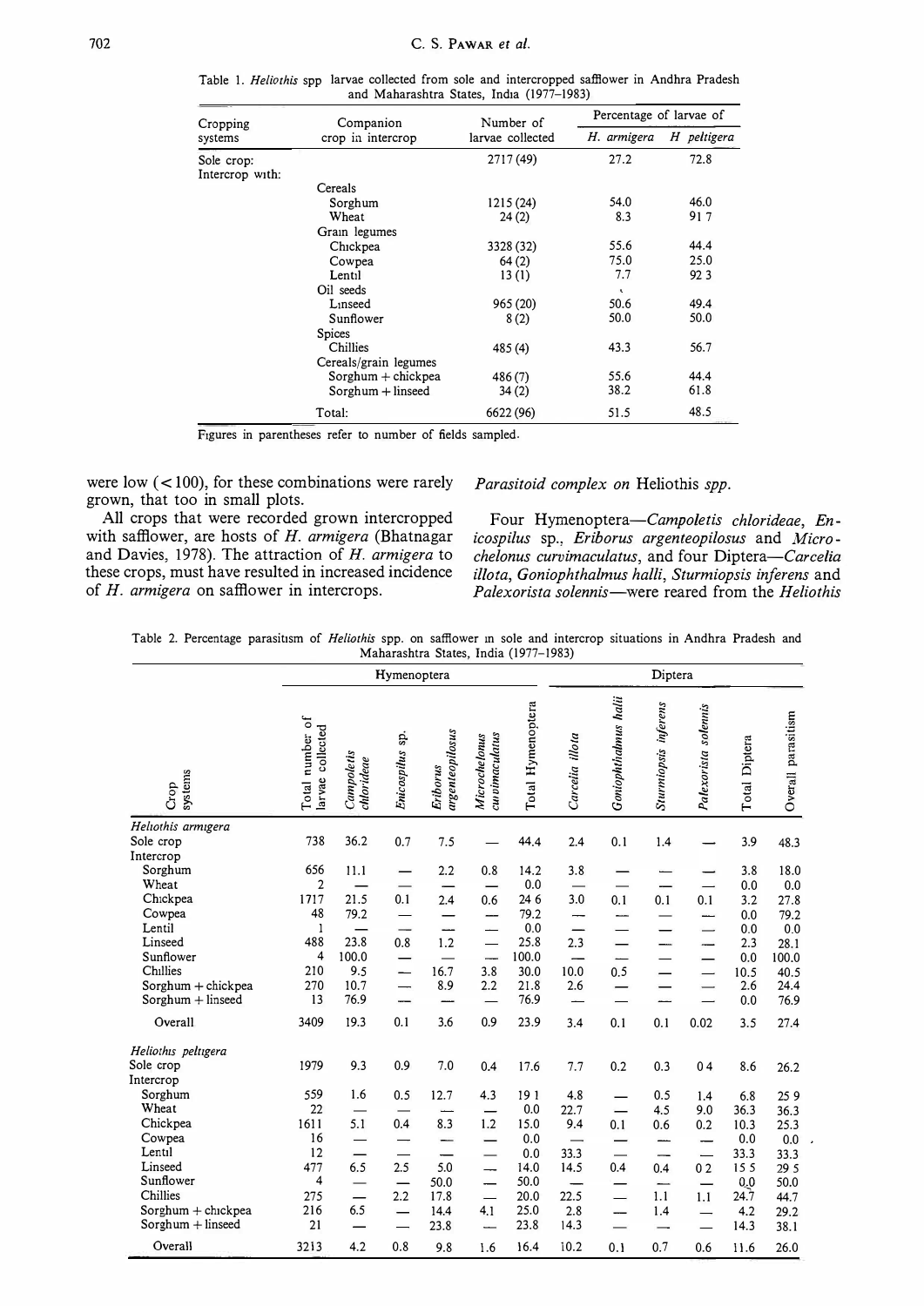Table 1. *Heliothis* spp larvae collected from sole and intercropped safflower in Andhra Pradesh and Maharashtra States, India (1977–1983)

| Cropping systems | Companion crop in intercrop | Number of larvae collected | Percentage of larvae of | |
|---|---|---|---|---|
| | | | *H. armigera* | *H peltigera* |
| Sole crop: | | 2717 (49) | 27.2 | 72.8 |
| Intercrop with: | | | | |
| | Cereals | | | |
| | Sorghum | 1215 (24) | 54.0 | 46.0 |
| | Wheat | 24 (2) | 8.3 | 91 7 |
| | Grain legumes | | | |
| | Chickpea | 3328 (32) | 55.6 | 44.4 |
| | Cowpea | 64 (2) | 75.0 | 25.0 |
| | Lentil | 13 (1) | 7.7 | 92 3 |
| | Oil seeds | | | |
| | Linseed | 965 (20) | 50.6 | 49.4 |
| | Sunflower | 8 (2) | 50.0 | 50.0 |
| | Spices | | | |
| | Chillies | 485 (4) | 43.3 | 56.7 |
| | Cereals/grain legumes | | | |
| | Sorghum + chickpea | 486 (7) | 55.6 | 44.4 |
| | Sorghum + linseed | 34 (2) | 38.2 | 61.8 |
| | Total: | 6622 (96) | 51.5 | 48.5 |

Figures in parentheses refer to number of fields sampled.

were low (< 100), for these combinations were rarely grown, that too in small plots.

All crops that were recorded grown intercropped with safflower, are hosts of *H. armigera* (Bhatnagar and Davies, 1978). The attraction of *H. armigera* to these crops, must have resulted in increased incidence of *H. armigera* on safflower in intercrops.

### *Parasitoid complex on* Heliothis *spp.*

Four Hymenoptera—*Campoletis chlorideae*, *Enicospilus* sp., *Eriborus argenteopilosus* and *Microchelonus curvimaculatus*, and four Diptera—*Carcelia illota*, *Goniophthalmus halli*, *Sturmiopsis inferens* and *Palexorista solennis*—were reared from the *Heliothis*

Table 2. Percentage parasitism of *Heliothis* spp. on safflower in sole and intercrop situations in Andhra Pradesh and Maharashtra States, India (1977–1983)

| Crop systems | Total number of larvae collected | Hymenoptera | | | | | Diptera | | | | | Overall parasitism |
|---|---|---|---|---|---|---|---|---|---|---|---|---|
| | | *Campoletis chlorideae* | *Enicospilus* sp. | *Eriborus argenteopilosus* | *Microchelonus curvimaculatus* | Total Hymenoptera | *Carcelia illota* | *Goniophthalmus halli* | *Sturmiopsis inferens* | *Palexorista solennis* | Total Diptera | |
| ***Heliothis armigera*** | | | | | | | | | | | | |
| Sole crop | 738 | 36.2 | 0.7 | 7.5 | — | 44.4 | 2.4 | 0.1 | 1.4 | — | 3.9 | 48.3 |
| Intercrop | | | | | | | | | | | | |
| Sorghum | 656 | 11.1 | — | 2.2 | 0.8 | 14.2 | 3.8 | — | — | — | 3.8 | 18.0 |
| Wheat | 2 | — | — | — | — | 0.0 | — | — | — | — | 0.0 | 0.0 |
| Chickpea | 1717 | 21.5 | 0.1 | 2.4 | 0.6 | 24 6 | 3.0 | 0.1 | 0.1 | 0.1 | 3.2 | 27.8 |
| Cowpea | 48 | 79.2 | — | — | — | 79.2 | — | — | — | — | 0.0 | 79.2 |
| Lentil | 1 | — | — | — | — | 0.0 | — | — | — | — | 0.0 | 0.0 |
| Linseed | 488 | 23.8 | 0.8 | 1.2 | — | 25.8 | 2.3 | — | — | — | 2.3 | 28.1 |
| Sunflower | 4 | 100.0 | — | — | — | 100.0 | — | — | — | — | 0.0 | 100.0 |
| Chillies | 210 | 9.5 | — | 16.7 | 3.8 | 30.0 | 10.0 | 0.5 | — | — | 10.5 | 40.5 |
| Sorghum + chickpea | 270 | 10.7 | — | 8.9 | 2.2 | 21.8 | 2.6 | — | — | — | 2.6 | 24.4 |
| Sorghum + linseed | 13 | 76.9 | — | — | — | 76.9 | — | — | — | — | 0.0 | 76.9 |
| Overall | 3409 | 19.3 | 0.1 | 3.6 | 0.9 | 23.9 | 3.4 | 0.1 | 0.1 | 0.02 | 3.5 | 27.4 |
| ***Heliothis peltigera*** | | | | | | | | | | | | |
| Sole crop | 1979 | 9.3 | 0.9 | 7.0 | 0.4 | 17.6 | 7.7 | 0.2 | 0.3 | 0 4 | 8.6 | 26.2 |
| Intercrop | | | | | | | | | | | | |
| Sorghum | 559 | 1.6 | 0.5 | 12.7 | 4.3 | 19 1 | 4.8 | — | 0.5 | 1.4 | 6.8 | 25 9 |
| Wheat | 22 | — | — | — | — | 0.0 | 22.7 | — | 4.5 | 9.0 | 36.3 | 36.3 |
| Chickpea | 1611 | 5.1 | 0.4 | 8.3 | 1.2 | 15.0 | 9.4 | 0.1 | 0.6 | 0.2 | 10.3 | 25.3 |
| Cowpea | 16 | — | — | — | — | 0.0 | — | — | — | — | 0.0 | 0.0 |
| Lentil | 12 | — | — | — | — | 0.0 | 33.3 | — | — | — | 33.3 | 33.3 |
| Linseed | 477 | 6.5 | 2.5 | 5.0 | — | 14.0 | 14.5 | 0.4 | 0.4 | 0 2 | 15 5 | 29 5 |
| Sunflower | 4 | — | — | 50.0 | — | 50.0 | — | — | — | — | 0.0 | 50.0 |
| Chillies | 275 | — | 2.2 | 17.8 | — | 20.0 | 22.5 | — | 1.1 | 1.1 | 24.7 | 44.7 |
| Sorghum + chickpea | 216 | 6.5 | — | 14.4 | 4.1 | 25.0 | 2.8 | — | 1.4 | — | 4.2 | 29.2 |
| Sorghum + linseed | 21 | — | — | 23.8 | — | 23.8 | 14.3 | — | — | — | 14.3 | 38.1 |
| Overall | 3213 | 4.2 | 0.8 | 9.8 | 1.6 | 16.4 | 10.2 | 0.1 | 0.7 | 0.6 | 11.6 | 26.0 |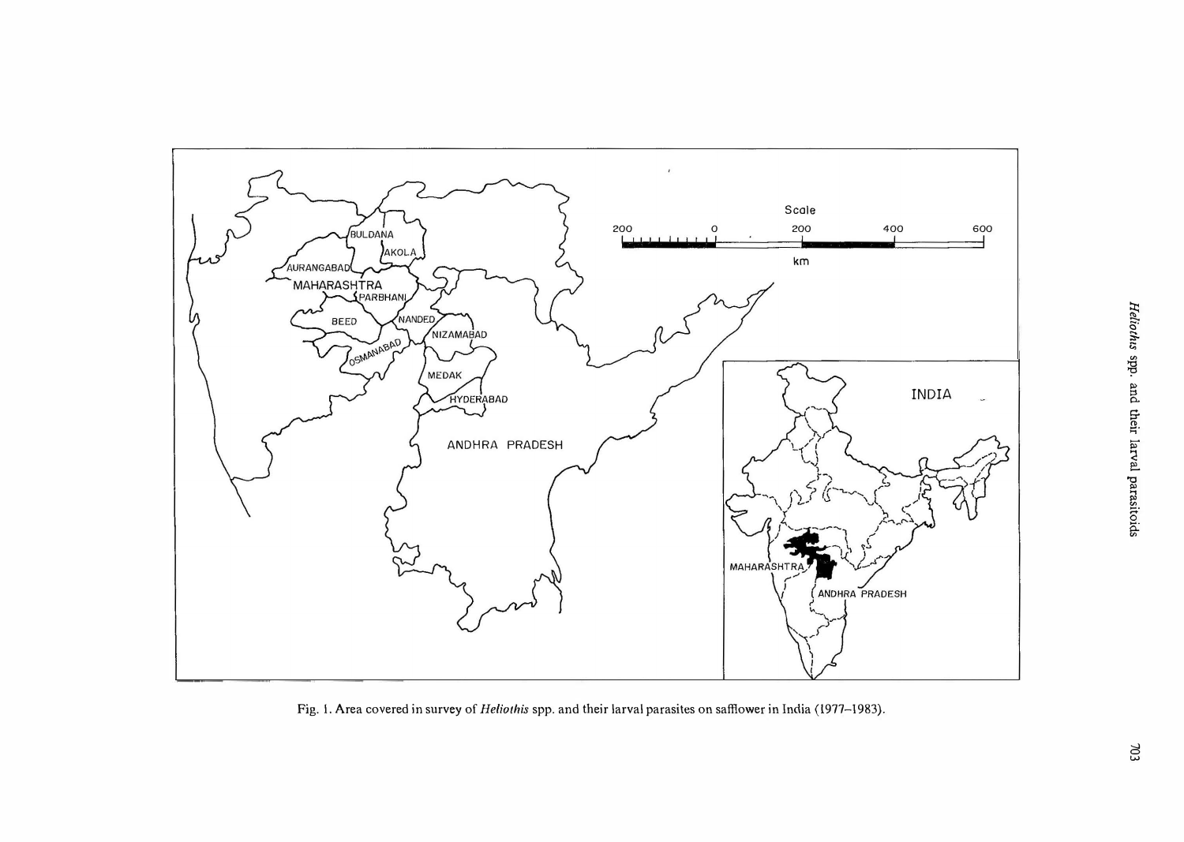Fig. 1. Area covered in survey of *Heliothis* spp. and their larval parasites on safflower in India (1977–1983).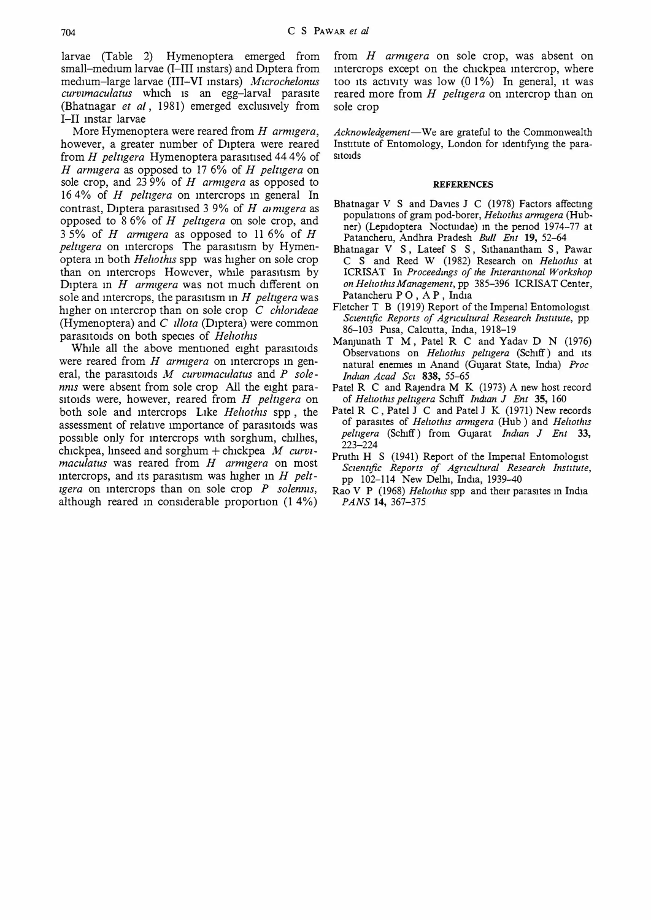larvae (Table 2) Hymenoptera emerged from small–medium larvae (I–III instars) and Diptera from medium–large larvae (III–VI instars) *Microchelonus curvimaculatus* which is an egg–larval parasite (Bhatnagar *et al*, 1981) emerged exclusively from I–II instar larvae

More Hymenoptera were reared from *H armigera*, however, a greater number of Diptera were reared from *H peltigera* Hymenoptera parasitised 44 4% of *H armigera* as opposed to 17 6% of *H peltigera* on sole crop, and 23 9% of *H armigera* as opposed to 16 4% of *H peltigera* on intercrops in general In contrast, Diptera parasitised 3 9% of *H armigera* as opposed to 8 6% of *H peltigera* on sole crop, and 3 5% of *H armigera* as opposed to 11 6% of *H peltigera* on intercrops The parasitism by Hymenoptera in both *Heliothis* spp was higher on sole crop than on intercrops However, while parasitism by Diptera in *H armigera* was not much different on sole and intercrops, the parasitism in *H peltigera* was higher on intercrop than on sole crop *C chlorideae* (Hymenoptera) and *C illota* (Diptera) were common parasitoids on both species of *Heliothis*

While all the above mentioned eight parasitoids were reared from *H armigera* on intercrops in general, the parasitoids *M curvimaculatus* and *P solennis* were absent from sole crop All the eight parasitoids were, however, reared from *H peltigera* on both sole and intercrops Like *Heliothis* spp, the assessment of relative importance of parasitoids was possible only for intercrops with sorghum, chillies, chickpea, linseed and sorghum + chickpea *M curvimaculatus* was reared from *H armigera* on most intercrops, and its parasitism was higher in *H peltigera* on intercrops than on sole crop *P solennis*, although reared in considerable proportion (1 4%) from *H armigera* on sole crop, was absent on intercrops except on the chickpea intercrop, where too its activity was low (0 1%) In general, it was reared more from *H peltigera* on intercrop than on sole crop

*Acknowledgement*—We are grateful to the Commonwealth Institute of Entomology, London for identifying the parasitoids

## REFERENCES

Bhatnagar V S and Davies J C (1978) Factors affecting populations of gram pod-borer, *Heliothis armigera* (Hubner) (Lepidoptera Noctuidae) in the period 1974–77 at Patancheru, Andhra Pradesh *Bull Ent* **19**, 52–64

Bhatnagar V S, Lateef S S, Sithanantham S, Pawar C S and Reed W (1982) Research on *Heliothis* at ICRISAT In *Proceedings of the Interantional Workshop on Heliothis Management*, pp 385–396 ICRISAT Center, Patancheru P O, A P, India

Fletcher T B (1919) Report of the Imperial Entomologist *Scientific Reports of Agricultural Research Institute*, pp 86–103 Pusa, Calcutta, India, 1918–19

Manjunath T M, Patel R C and Yadav D N (1976) Observations on *Heliothis peltigera* (Schiff) and its natural enemies in Anand (Gujarat State, India) *Proc Indian Acad Sci* **838**, 55–65

Patel R C and Rajendra M K (1973) A new host record of *Heliothis peltigera* Schiff *Indian J Ent* **35**, 160

Patel R C, Patel J C and Patel J K (1971) New records of parasites of *Heliothis armigera* (Hub) and *Heliothis peltigera* (Schiff) from Gujarat *Indian J Ent* **33**, 223–224

Pruthi H S (1941) Report of the Imperial Entomologist *Scientific Reports of Agricultural Research Institute*, pp 102–114 New Delhi, India, 1939–40

Rao V P (1968) *Heliothis* spp and their parasites in India *PANS* **14**, 367–375